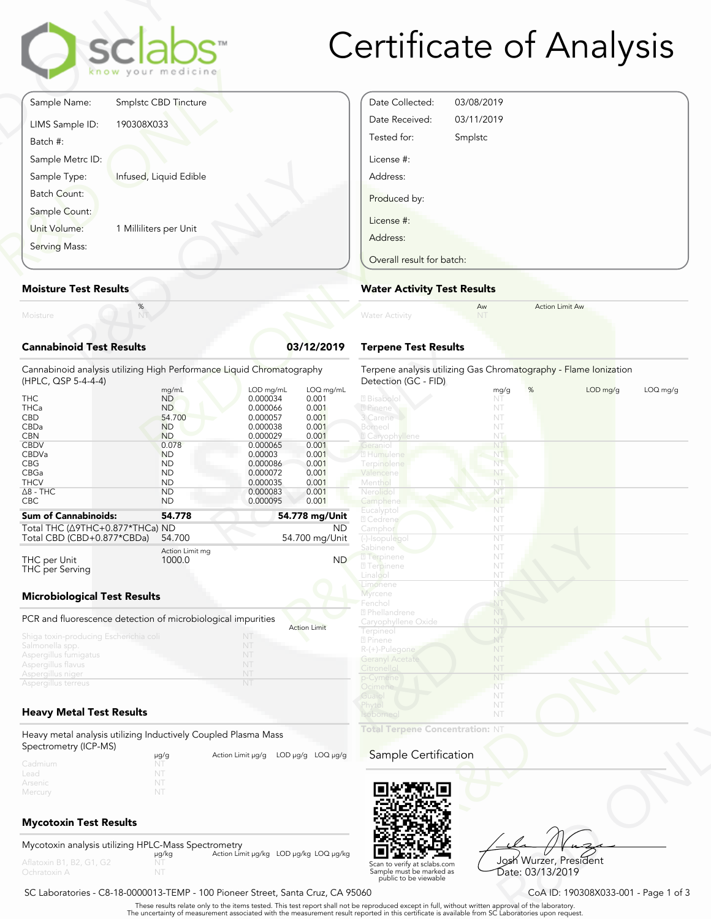sclabs™ know your medicine

# Certificate of Analysis

| | |
|---|---|
| Sample Name: | Smplstc CBD Tincture |
| LIMS Sample ID: | 190308X033 |
| Batch #: | |
| Sample Metrc ID: | |
| Sample Type: | Infused, Liquid Edible |
| Batch Count: | |
| Sample Count: | |
| Unit Volume: | 1 Milliliters per Unit |
| Serving Mass: | |

| | |
|---|---|
| Date Collected: | 03/08/2019 |
| Date Received: | 03/11/2019 |
| Tested for: | Smplstc |
| License #: | |
| Address: | |
| Produced by: | |
| License #: | |
| Address: | |
| Overall result for batch: | |

## Moisture Test Results

| | % |
|---|---|
| Moisture | NT |

## Water Activity Test Results

| | Aw | Action Limit Aw |
|---|---|---|
| Water Activity | NT | |

## Cannabinoid Test Results — 03/12/2019

Cannabinoid analysis utilizing High Performance Liquid Chromatography (HPLC, QSP 5-4-4-4)

| | mg/mL | LOD mg/mL | LOQ mg/mL |
|---|---|---|---|
| THC | ND | 0.000034 | 0.001 |
| THCa | ND | 0.000066 | 0.001 |
| CBD | 54.700 | 0.000057 | 0.001 |
| CBDa | ND | 0.000038 | 0.001 |
| CBN | ND | 0.000029 | 0.001 |
| CBDV | 0.078 | 0.000065 | 0.001 |
| CBDVa | ND | 0.00003 | 0.001 |
| CBG | ND | 0.000086 | 0.001 |
| CBGa | ND | 0.000072 | 0.001 |
| THCV | ND | 0.000035 | 0.001 |
| Δ8 - THC | ND | 0.000083 | 0.001 |
| CBC | ND | 0.000095 | 0.001 |

| | | |
|---|---|---|
| **Sum of Cannabinoids:** | **54.778** | **54.778 mg/Unit** |
| Total THC (Δ9THC+0.877*THCa) | ND | ND |
| Total CBD (CBD+0.877*CBDa) | 54.700 | 54.700 mg/Unit |

| | Action Limit mg | |
|---|---|---|
| THC per Unit | 1000.0 | ND |
| THC per Serving | | |

## Terpene Test Results

Terpene analysis utilizing Gas Chromatography - Flame Ionization Detection (GC - FID)

| | mg/g | % | LOD mg/g | LOQ mg/g |
|---|---|---|---|---|
| Bisabolol | NT | | | |
| Pinene | NT | | | |
| 3 Carene | NT | | | |
| Borneol | NT | | | |
| Caryophyllene | NT | | | |
| Geraniol | NT | | | |
| Humulene | NT | | | |
| Terpinolene | NT | | | |
| Valencene | NT | | | |
| Menthol | NT | | | |
| Nerolidol | NT | | | |
| Camphene | NT | | | |
| Eucalyptol | NT | | | |
| Cedrene | NT | | | |
| Camphor | NT | | | |
| (-)-Isopulegol | NT | | | |
| Sabinene | NT | | | |
| Terpinene | NT | | | |
| Terpinene | NT | | | |
| Linalool | NT | | | |
| Limonene | NT | | | |
| Myrcene | NT | | | |
| Fenchol | NT | | | |
| Phellandrene | NT | | | |
| Caryophyllene Oxide | NT | | | |
| Terpineol | NT | | | |
| Pinene | NT | | | |
| R-(+)-Pulegone | NT | | | |
| Geranyl Acetate | NT | | | |
| Citronellol | NT | | | |
| p-Cymene | NT | | | |
| Ocimene | NT | | | |
| Guaiol | NT | | | |
| Phytol | NT | | | |
| Isoborneol | NT | | | |

**Total Terpene Concentration:** NT

## Microbiological Test Results

PCR and fluorescence detection of microbiological impurities

| | | Action Limit |
|---|---|---|
| Shiga toxin-producing Escherichia coli | NT | |
| Salmonella spp. | NT | |
| Aspergillus fumigatus | NT | |
| Aspergillus flavus | NT | |
| Aspergillus niger | NT | |
| Aspergillus terreus | NT | |

## Heavy Metal Test Results

Heavy metal analysis utilizing Inductively Coupled Plasma Mass Spectrometry (ICP-MS)

| | μg/g | Action Limit μg/g | LOD μg/g | LOQ μg/g |
|---|---|---|---|---|
| Cadmium | NT | | | |
| Lead | NT | | | |
| Arsenic | NT | | | |
| Mercury | NT | | | |

## Mycotoxin Test Results

Mycotoxin analysis utilizing HPLC-Mass Spectrometry

| | μg/kg | Action Limit μg/kg | LOD μg/kg | LOQ μg/kg |
|---|---|---|---|---|
| Aflatoxin B1, B2, G1, G2 | NT | | | |
| Ochratoxin A | NT | | | |

## Sample Certification

Scan to verify at sclabs.com
Sample must be marked as public to be viewable

Josh Wurzer, President
Date: 03/13/2019

SC Laboratories - C8-18-0000013-TEMP - 100 Pioneer Street, Santa Cruz, CA 95060

CoA ID: 190308X033-001

These results relate only to the items tested. This test report shall not be reproduced except in full, without written approval of the laboratory.
The uncertainty of measurement associated with the measurement result reported in this certificate is available from SC Laboratories upon request.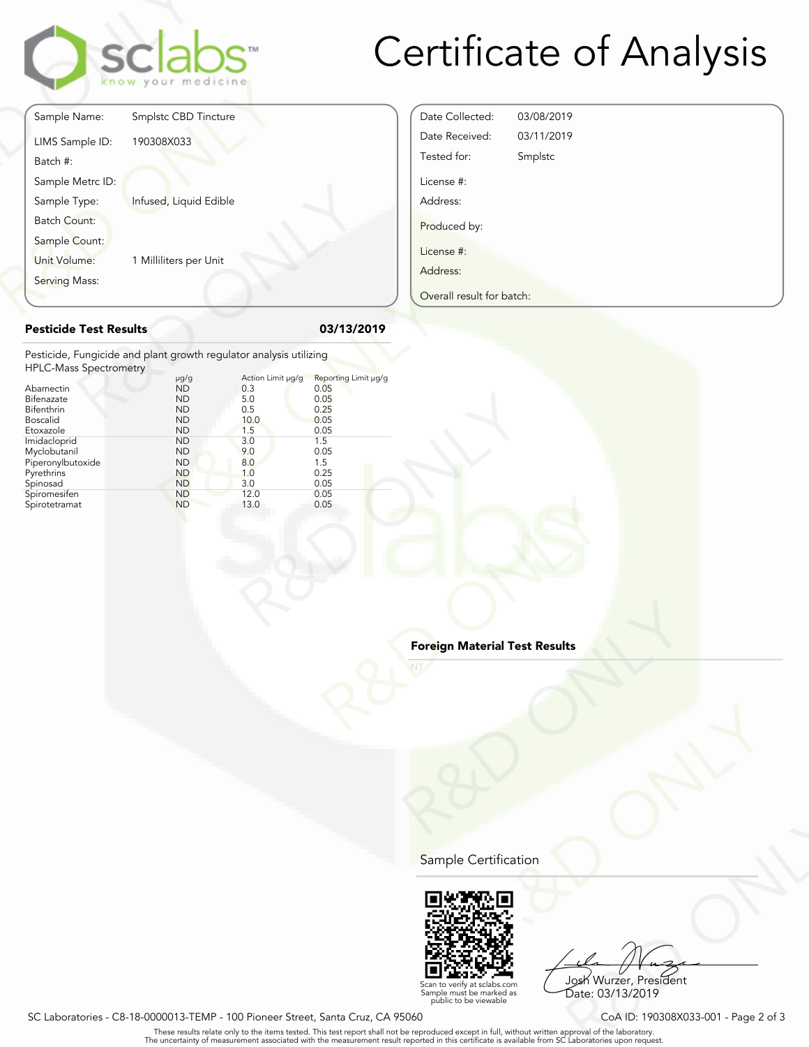# Certificate of Analysis

| | |
|---|---|
| Sample Name: | Smplstc CBD Tincture |
| LIMS Sample ID: | 190308X033 |
| Batch #: | |
| Sample Metrc ID: | |
| Sample Type: | Infused, Liquid Edible |
| Batch Count: | |
| Sample Count: | |
| Unit Volume: | 1 Milliliters per Unit |
| Serving Mass: | |

| | |
|---|---|
| Date Collected: | 03/08/2019 |
| Date Received: | 03/11/2019 |
| Tested for: | Smplstc |
| License #: | |
| Address: | |
| Produced by: | |
| License #: | |
| Address: | |
| Overall result for batch: | |

## Pesticide Test Results — 03/13/2019

Pesticide, Fungicide and plant growth regulator analysis utilizing HPLC-Mass Spectrometry

| | µg/g | Action Limit µg/g | Reporting Limit µg/g |
|---|---|---|---|
| Abamectin | ND | 0.3 | 0.05 |
| Bifenazate | ND | 5.0 | 0.05 |
| Bifenthrin | ND | 0.5 | 0.25 |
| Boscalid | ND | 10.0 | 0.05 |
| Etoxazole | ND | 1.5 | 0.05 |
| Imidacloprid | ND | 3.0 | 1.5 |
| Myclobutanil | ND | 9.0 | 0.05 |
| Piperonylbutoxide | ND | 8.0 | 1.5 |
| Pyrethrins | ND | 1.0 | 0.25 |
| Spinosad | ND | 3.0 | 0.05 |
| Spiromesifen | ND | 12.0 | 0.05 |
| Spirotetramat | ND | 13.0 | 0.05 |

## Foreign Material Test Results

NT

## Sample Certification

Scan to verify at sclabs.com
Sample must be marked as public to be viewable

Josh Wurzer, President
Date: 03/13/2019

SC Laboratories - C8-18-0000013-TEMP - 100 Pioneer Street, Santa Cruz, CA 95060

CoA ID: 190308X033-001

These results relate only to the items tested. This test report shall not be reproduced except in full, without written approval of the laboratory.
The uncertainty of measurement associated with the measurement result reported in this certificate is available from SC Laboratories upon request.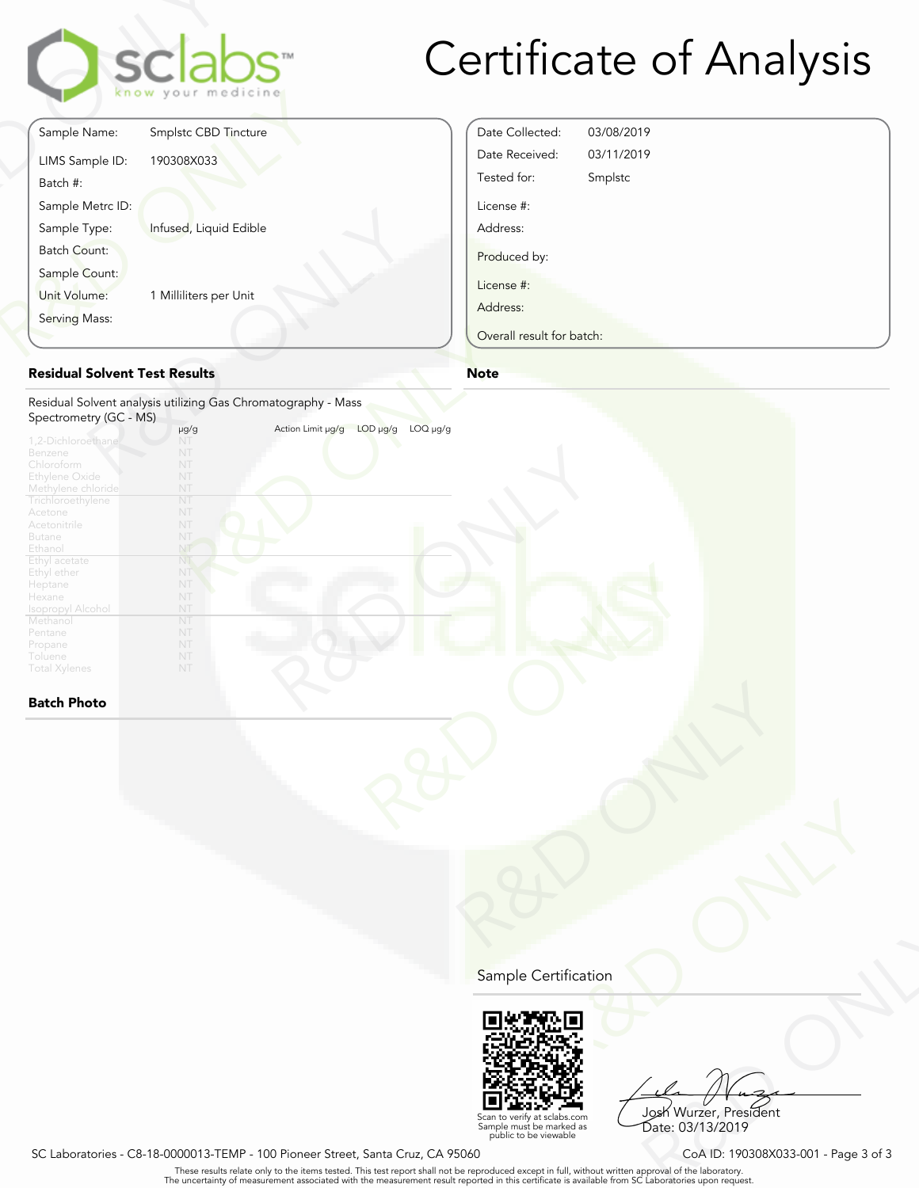# Certificate of Analysis

| | |
|---|---|
| Sample Name: | Smplstc CBD Tincture |
| LIMS Sample ID: | 190308X033 |
| Batch #: | |
| Sample Metrc ID: | |
| Sample Type: | Infused, Liquid Edible |
| Batch Count: | |
| Sample Count: | |
| Unit Volume: | 1 Milliliters per Unit |
| Serving Mass: | |

| | |
|---|---|
| Date Collected: | 03/08/2019 |
| Date Received: | 03/11/2019 |
| Tested for: | Smplstc |
| License #: | |
| Address: | |
| Produced by: | |
| License #: | |
| Address: | |
| Overall result for batch: | |

## Residual Solvent Test Results

Residual Solvent analysis utilizing Gas Chromatography - Mass Spectrometry (GC - MS)

| | µg/g | Action Limit µg/g | LOD µg/g | LOQ µg/g |
|---|---|---|---|---|
| 1,2-Dichloroethane | NT | | | |
| Benzene | NT | | | |
| Chloroform | NT | | | |
| Ethylene Oxide | NT | | | |
| Methylene chloride | NT | | | |
| Trichloroethylene | NT | | | |
| Acetone | NT | | | |
| Acetonitrile | NT | | | |
| Butane | NT | | | |
| Ethanol | NT | | | |
| Ethyl acetate | NT | | | |
| Ethyl ether | NT | | | |
| Heptane | NT | | | |
| Hexane | NT | | | |
| Isopropyl Alcohol | NT | | | |
| Methanol | NT | | | |
| Pentane | NT | | | |
| Propane | NT | | | |
| Toluene | NT | | | |
| Total Xylenes | NT | | | |

## Note

## Batch Photo

## Sample Certification

Scan to verify at sclabs.com
Sample must be marked as public to be viewable

Josh Wurzer, President
Date: 03/13/2019

SC Laboratories - C8-18-0000013-TEMP - 100 Pioneer Street, Santa Cruz, CA 95060

CoA ID: 190308X033-001

These results relate only to the items tested. This test report shall not be reproduced except in full, without written approval of the laboratory.
The uncertainty of measurement associated with the measurement result reported in this certificate is available from SC Laboratories upon request.